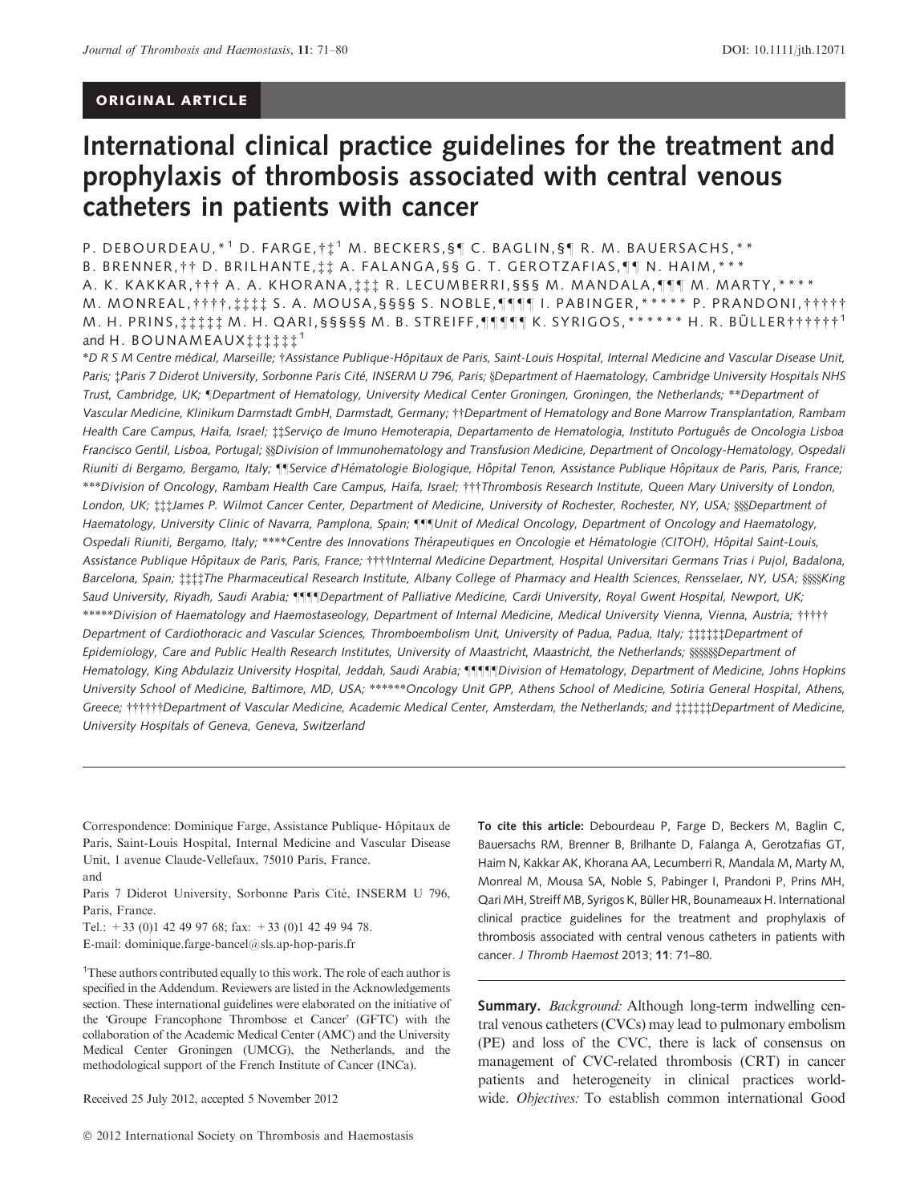ORIGINAL ARTICLE

# International clinical practice guidelines for the treatment and prophylaxis of thrombosis associated with central venous catheters in patients with cancer

P. DEBOURDEAU,*[1] D. FARGE,†‡[1] M. BECKERS,§¶ C. BAGLIN,§¶ R. M. BAUERSACHS,** B. BRENNER,†† D. BRILHANTE,‡‡ A. FALANGA,§§ G. T. GEROTZAFIAS,¶¶ N. HAIM,*** A. K. KAKKAR,††† A. A. KHORANA,‡‡‡ R. LECUMBERRI,§§§ M. MANDALA,¶¶¶ M. MARTY,**** M. MONREAL,††††,‡‡‡‡ S. A. MOUSA,§§§§ S. NOBLE,¶¶¶¶ I. PABINGER,***** P. PRANDONI,††††† M. H. PRINS,‡‡‡‡‡ M. H. QARI,§§§§§ M. B. STREIFF,¶¶¶¶¶ K. SYRIGOS,****** H. R. BÜLLER††††††[1] and H. BOUNAMEAUX‡‡‡‡‡‡[1]

*D R S M Centre médical, Marseille; †Assistance Publique-Hôpitaux de Paris, Saint-Louis Hospital, Internal Medicine and Vascular Disease Unit, Paris; ‡Paris 7 Diderot University, Sorbonne Paris Cité, INSERM U 796, Paris; §Department of Haematology, Cambridge University Hospitals NHS Trust, Cambridge, UK; ¶Department of Hematology, University Medical Center Groningen, Groningen, the Netherlands; **Department of Vascular Medicine, Klinikum Darmstadt GmbH, Darmstadt, Germany; ††Department of Hematology and Bone Marrow Transplantation, Rambam Health Care Campus, Haifa, Israel; ‡‡Serviço de Imuno Hemoterapia, Departamento de Hematologia, Instituto Português de Oncologia Lisboa Francisco Gentil, Lisboa, Portugal; §§Division of Immunohematology and Transfusion Medicine, Department of Oncology-Hematology, Ospedali Riuniti di Bergamo, Bergamo, Italy; ¶¶Service d'Hématologie Biologique, Hôpital Tenon, Assistance Publique Hôpitaux de Paris, Paris, France; ***Division of Oncology, Rambam Health Care Campus, Haifa, Israel; †††Thrombosis Research Institute, Queen Mary University of London, London, UK; ‡‡‡James P. Wilmot Cancer Center, Department of Medicine, University of Rochester, Rochester, NY, USA; §§§Department of Haematology, University Clinic of Navarra, Pamplona, Spain; ¶¶¶Unit of Medical Oncology, Department of Oncology and Haematology, Ospedali Riuniti, Bergamo, Italy; ****Centre des Innovations Thérapeutiques en Oncologie et Hématologie (CITOH), Hôpital Saint-Louis, Assistance Publique Hôpitaux de Paris, Paris, France; ††††Internal Medicine Department, Hospital Universitari Germans Trias i Pujol, Badalona, Barcelona, Spain; ‡‡‡‡The Pharmaceutical Research Institute, Albany College of Pharmacy and Health Sciences, Rensselaer, NY, USA; §§§§King Saud University, Riyadh, Saudi Arabia; ¶¶¶¶Department of Palliative Medicine, Cardi University, Royal Gwent Hospital, Newport, UK; *****Division of Haematology and Haemostaseology, Department of Internal Medicine, Medical University Vienna, Vienna, Austria; ††††† Department of Cardiothoracic and Vascular Sciences, Thromboembolism Unit, University of Padua, Padua, Italy; ‡‡‡‡‡Department of Epidemiology, Care and Public Health Research Institutes, University of Maastricht, Maastricht, the Netherlands; §§§§§Department of Hematology, King Abdulaziz University Hospital, Jeddah, Saudi Arabia; ¶¶¶¶¶Division of Hematology, Department of Medicine, Johns Hopkins University School of Medicine, Baltimore, MD, USA; ******Oncology Unit GPP, Athens School of Medicine, Sotiria General Hospital, Athens, Greece; ††††††Department of Vascular Medicine, Academic Medical Center, Amsterdam, the Netherlands; and ‡‡‡‡‡‡Department of Medicine, University Hospitals of Geneva, Geneva, Switzerland

Correspondence: Dominique Farge, Assistance Publique- Hôpitaux de Paris, Saint-Louis Hospital, Internal Medicine and Vascular Disease Unit, 1 avenue Claude-Vellefaux, 75010 Paris, France.
and
Paris 7 Diderot University, Sorbonne Paris Cité, INSERM U 796, Paris, France.
Tel.: +33 (0)1 42 49 97 68; fax: +33 (0)1 42 49 94 78.
E-mail: dominique.farge-bancel@sls.ap-hop-paris.fr

[1]These authors contributed equally to this work. The role of each author is specified in the Addendum. Reviewers are listed in the Acknowledgements section. These international guidelines were elaborated on the initiative of the 'Groupe Francophone Thrombose et Cancer' (GFTC) with the collaboration of the Academic Medical Center (AMC) and the University Medical Center Groningen (UMCG), the Netherlands, and the methodological support of the French Institute of Cancer (INCa).

Received 25 July 2012, accepted 5 November 2012

**To cite this article:** Debourdeau P, Farge D, Beckers M, Baglin C, Bauersachs RM, Brenner B, Brilhante D, Falanga A, Gerotzafias GT, Haim N, Kakkar AK, Khorana AA, Lecumberri R, Mandala M, Marty M, Monreal M, Mousa SA, Noble S, Pabinger I, Prandoni P, Prins MH, Qari MH, Streiff MB, Syrigos K, Büller HR, Bounameaux H. International clinical practice guidelines for the treatment and prophylaxis of thrombosis associated with central venous catheters in patients with cancer. *J Thromb Haemost* 2013; **11**: 71–80.

**Summary.** *Background:* Although long-term indwelling central venous catheters (CVCs) may lead to pulmonary embolism (PE) and loss of the CVC, there is lack of consensus on management of CVC-related thrombosis (CRT) in cancer patients and heterogeneity in clinical practices worldwide. *Objectives:* To establish common international Good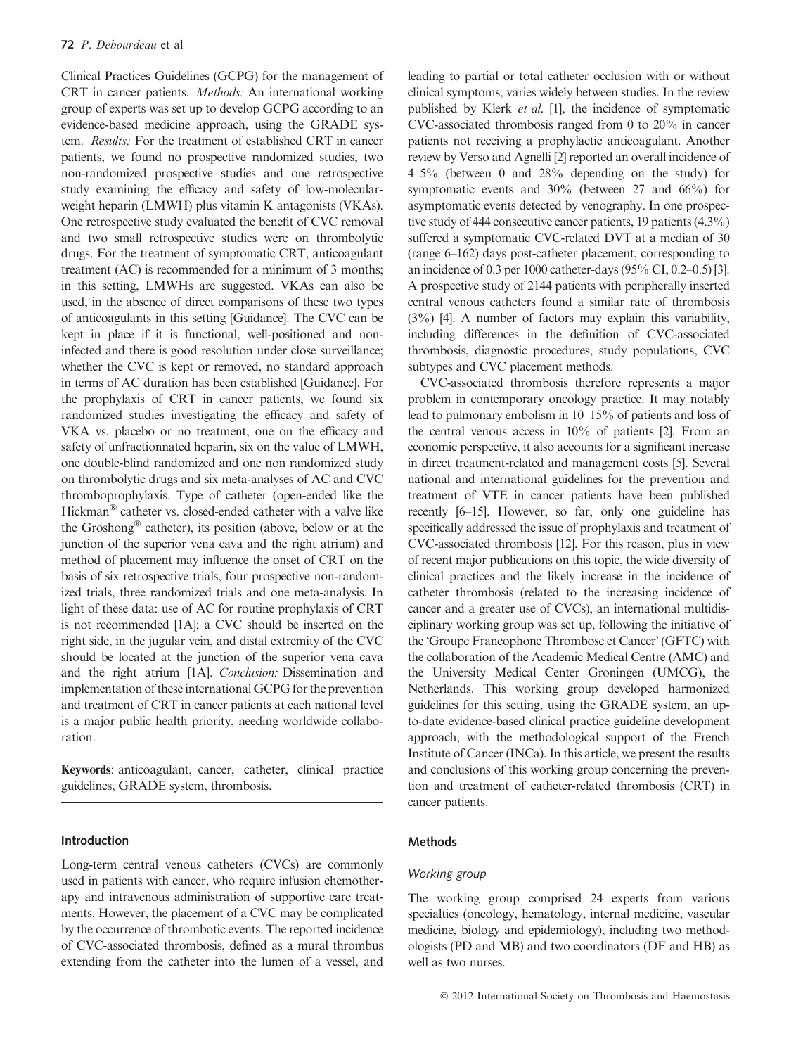Clinical Practices Guidelines (GCPG) for the management of CRT in cancer patients. *Methods:* An international working group of experts was set up to develop GCPG according to an evidence-based medicine approach, using the GRADE system. *Results:* For the treatment of established CRT in cancer patients, we found no prospective randomized studies, two non-randomized prospective studies and one retrospective study examining the efficacy and safety of low-molecular-weight heparin (LMWH) plus vitamin K antagonists (VKAs). One retrospective study evaluated the benefit of CVC removal and two small retrospective studies were on thrombolytic drugs. For the treatment of symptomatic CRT, anticoagulant treatment (AC) is recommended for a minimum of 3 months; in this setting, LMWHs are suggested. VKAs can also be used, in the absence of direct comparisons of these two types of anticoagulants in this setting [Guidance]. The CVC can be kept in place if it is functional, well-positioned and non-infected and there is good resolution under close surveillance; whether the CVC is kept or removed, no standard approach in terms of AC duration has been established [Guidance]. For the prophylaxis of CRT in cancer patients, we found six randomized studies investigating the efficacy and safety of VKA vs. placebo or no treatment, one on the efficacy and safety of unfractionnated heparin, six on the value of LMWH, one double-blind randomized and one non randomized study on thrombolytic drugs and six meta-analyses of AC and CVC thromboprophylaxis. Type of catheter (open-ended like the Hickman® catheter vs. closed-ended catheter with a valve like the Groshong® catheter), its position (above, below or at the junction of the superior vena cava and the right atrium) and method of placement may influence the onset of CRT on the basis of six retrospective trials, four prospective non-randomized trials, three randomized trials and one meta-analysis. In light of these data: use of AC for routine prophylaxis of CRT is not recommended [1A]; a CVC should be inserted on the right side, in the jugular vein, and distal extremity of the CVC should be located at the junction of the superior vena cava and the right atrium [1A]. *Conclusion:* Dissemination and implementation of these international GCPG for the prevention and treatment of CRT in cancer patients at each national level is a major public health priority, needing worldwide collaboration.

**Keywords**: anticoagulant, cancer, catheter, clinical practice guidelines, GRADE system, thrombosis.

## Introduction

Long-term central venous catheters (CVCs) are commonly used in patients with cancer, who require infusion chemotherapy and intravenous administration of supportive care treatments. However, the placement of a CVC may be complicated by the occurrence of thrombotic events. The reported incidence of CVC-associated thrombosis, defined as a mural thrombus extending from the catheter into the lumen of a vessel, and leading to partial or total catheter occlusion with or without clinical symptoms, varies widely between studies. In the review published by Klerk *et al.* [1], the incidence of symptomatic CVC-associated thrombosis ranged from 0 to 20% in cancer patients not receiving a prophylactic anticoagulant. Another review by Verso and Agnelli [2] reported an overall incidence of 4–5% (between 0 and 28% depending on the study) for symptomatic events and 30% (between 27 and 66%) for asymptomatic events detected by venography. In one prospective study of 444 consecutive cancer patients, 19 patients (4.3%) suffered a symptomatic CVC-related DVT at a median of 30 (range 6–162) days post-catheter placement, corresponding to an incidence of 0.3 per 1000 catheter-days (95% CI, 0.2–0.5) [3]. A prospective study of 2144 patients with peripherally inserted central venous catheters found a similar rate of thrombosis (3%) [4]. A number of factors may explain this variability, including differences in the definition of CVC-associated thrombosis, diagnostic procedures, study populations, CVC subtypes and CVC placement methods.

CVC-associated thrombosis therefore represents a major problem in contemporary oncology practice. It may notably lead to pulmonary embolism in 10–15% of patients and loss of the central venous access in 10% of patients [2]. From an economic perspective, it also accounts for a significant increase in direct treatment-related and management costs [5]. Several national and international guidelines for the prevention and treatment of VTE in cancer patients have been published recently [6–15]. However, so far, only one guideline has specifically addressed the issue of prophylaxis and treatment of CVC-associated thrombosis [12]. For this reason, plus in view of recent major publications on this topic, the wide diversity of clinical practices and the likely increase in the incidence of catheter thrombosis (related to the increasing incidence of cancer and a greater use of CVCs), an international multidisciplinary working group was set up, following the initiative of the 'Groupe Francophone Thrombose et Cancer' (GFTC) with the collaboration of the Academic Medical Centre (AMC) and the University Medical Center Groningen (UMCG), the Netherlands. This working group developed harmonized guidelines for this setting, using the GRADE system, an up-to-date evidence-based clinical practice guideline development approach, with the methodological support of the French Institute of Cancer (INCa). In this article, we present the results and conclusions of this working group concerning the prevention and treatment of catheter-related thrombosis (CRT) in cancer patients.

## Methods

### Working group

The working group comprised 24 experts from various specialties (oncology, hematology, internal medicine, vascular medicine, biology and epidemiology), including two methodologists (PD and MB) and two coordinators (DF and HB) as well as two nurses.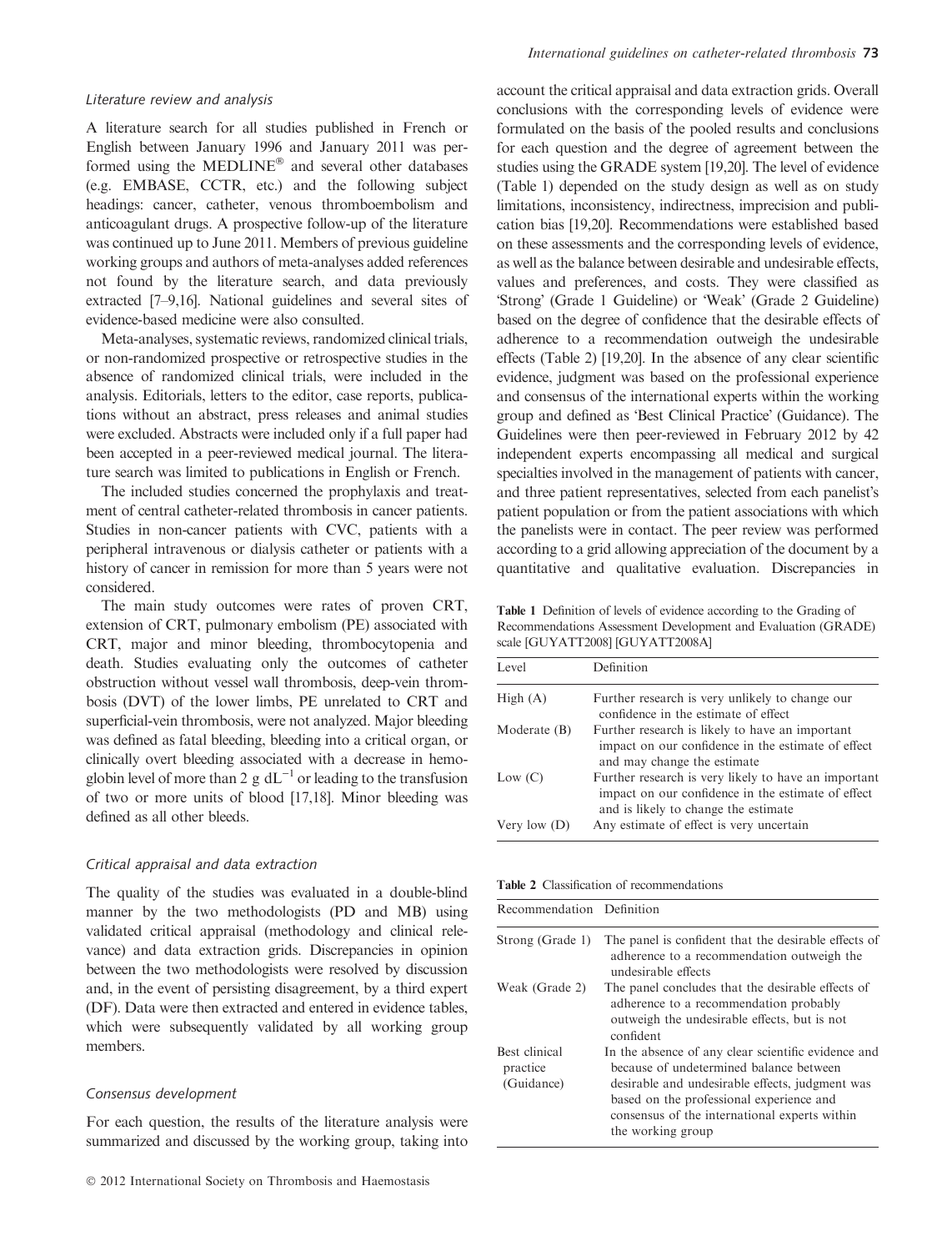### *Literature review and analysis*

A literature search for all studies published in French or English between January 1996 and January 2011 was performed using the MEDLINE® and several other databases (e.g. EMBASE, CCTR, etc.) and the following subject headings: cancer, catheter, venous thromboembolism and anticoagulant drugs. A prospective follow-up of the literature was continued up to June 2011. Members of previous guideline working groups and authors of meta-analyses added references not found by the literature search, and data previously extracted [7–9,16]. National guidelines and several sites of evidence-based medicine were also consulted.

Meta-analyses, systematic reviews, randomized clinical trials, or non-randomized prospective or retrospective studies in the absence of randomized clinical trials, were included in the analysis. Editorials, letters to the editor, case reports, publications without an abstract, press releases and animal studies were excluded. Abstracts were included only if a full paper had been accepted in a peer-reviewed medical journal. The literature search was limited to publications in English or French.

The included studies concerned the prophylaxis and treatment of central catheter-related thrombosis in cancer patients. Studies in non-cancer patients with CVC, patients with a peripheral intravenous or dialysis catheter or patients with a history of cancer in remission for more than 5 years were not considered.

The main study outcomes were rates of proven CRT, extension of CRT, pulmonary embolism (PE) associated with CRT, major and minor bleeding, thrombocytopenia and death. Studies evaluating only the outcomes of catheter obstruction without vessel wall thrombosis, deep-vein thrombosis (DVT) of the lower limbs, PE unrelated to CRT and superficial-vein thrombosis, were not analyzed. Major bleeding was defined as fatal bleeding, bleeding into a critical organ, or clinically overt bleeding associated with a decrease in hemoglobin level of more than 2 g $dL^{-1}$ or leading to the transfusion of two or more units of blood [17,18]. Minor bleeding was defined as all other bleeds.

### *Critical appraisal and data extraction*

The quality of the studies was evaluated in a double-blind manner by the two methodologists (PD and MB) using validated critical appraisal (methodology and clinical relevance) and data extraction grids. Discrepancies in opinion between the two methodologists were resolved by discussion and, in the event of persisting disagreement, by a third expert (DF). Data were then extracted and entered in evidence tables, which were subsequently validated by all working group members.

### *Consensus development*

For each question, the results of the literature analysis were summarized and discussed by the working group, taking into account the critical appraisal and data extraction grids. Overall conclusions with the corresponding levels of evidence were formulated on the basis of the pooled results and conclusions for each question and the degree of agreement between the studies using the GRADE system [19,20]. The level of evidence (Table 1) depended on the study design as well as on study limitations, inconsistency, indirectness, imprecision and publication bias [19,20]. Recommendations were established based on these assessments and the corresponding levels of evidence, as well as the balance between desirable and undesirable effects, values and preferences, and costs. They were classified as 'Strong' (Grade 1 Guideline) or 'Weak' (Grade 2 Guideline) based on the degree of confidence that the desirable effects of adherence to a recommendation outweigh the undesirable effects (Table 2) [19,20]. In the absence of any clear scientific evidence, judgment was based on the professional experience and consensus of the international experts within the working group and defined as 'Best Clinical Practice' (Guidance). The Guidelines were then peer-reviewed in February 2012 by 42 independent experts encompassing all medical and surgical specialties involved in the management of patients with cancer, and three patient representatives, selected from each panelist's patient population or from the patient associations with which the panelists were in contact. The peer review was performed according to a grid allowing appreciation of the document by a quantitative and qualitative evaluation. Discrepancies in

**Table 1** Definition of levels of evidence according to the Grading of Recommendations Assessment Development and Evaluation (GRADE) scale [GUYATT2008] [GUYATT2008A]

| Level | Definition |
|---|---|
| High (A) | Further research is very unlikely to change our confidence in the estimate of effect |
| Moderate (B) | Further research is likely to have an important impact on our confidence in the estimate of effect and may change the estimate |
| Low (C) | Further research is very likely to have an important impact on our confidence in the estimate of effect and is likely to change the estimate |
| Very low (D) | Any estimate of effect is very uncertain |

**Table 2** Classification of recommendations

| Recommendation | Definition |
|---|---|
| Strong (Grade 1) | The panel is confident that the desirable effects of adherence to a recommendation outweigh the undesirable effects |
| Weak (Grade 2) | The panel concludes that the desirable effects of adherence to a recommendation probably outweigh the undesirable effects, but is not confident |
| Best clinical practice (Guidance) | In the absence of any clear scientific evidence and because of undetermined balance between desirable and undesirable effects, judgment was based on the professional experience and consensus of the international experts within the working group |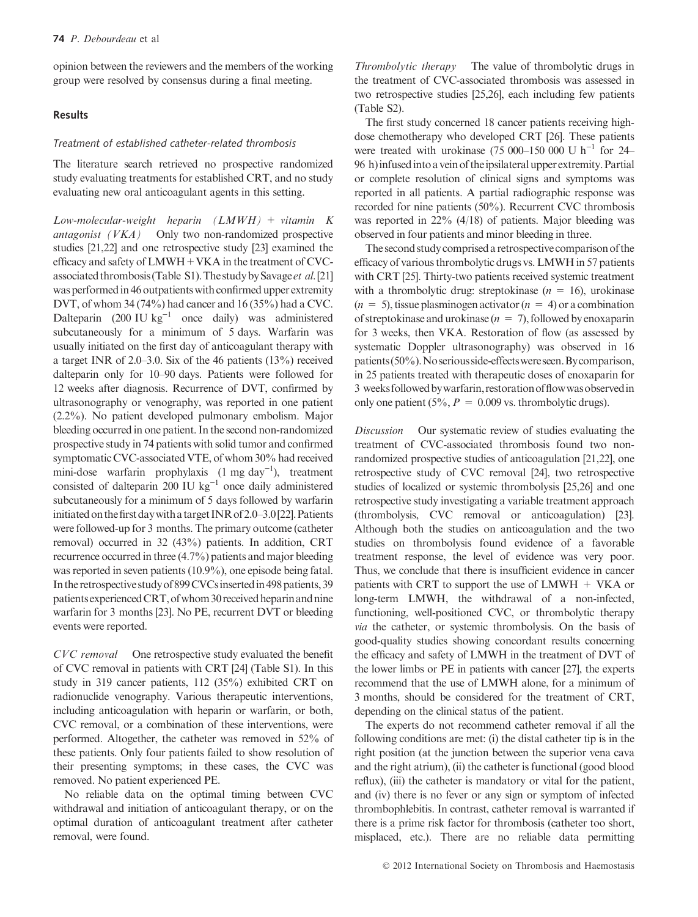opinion between the reviewers and the members of the working group were resolved by consensus during a final meeting.

## Results

### Treatment of established catheter-related thrombosis

The literature search retrieved no prospective randomized study evaluating treatments for established CRT, and no study evaluating new oral anticoagulant agents in this setting.

*Low-molecular-weight heparin (LMWH) + vitamin K antagonist (VKA)* Only two non-randomized prospective studies [21,22] and one retrospective study [23] examined the efficacy and safety of LMWH + VKA in the treatment of CVC-associated thrombosis (Table S1). The study by Savage *et al.* [21] was performed in 46 outpatients with confirmed upper extremity DVT, of whom 34 (74%) had cancer and 16 (35%) had a CVC. Dalteparin (200 IU $kg^{-1}$ once daily) was administered subcutaneously for a minimum of 5 days. Warfarin was usually initiated on the first day of anticoagulant therapy with a target INR of 2.0–3.0. Six of the 46 patients (13%) received dalteparin only for 10–90 days. Patients were followed for 12 weeks after diagnosis. Recurrence of DVT, confirmed by ultrasonography or venography, was reported in one patient (2.2%). No patient developed pulmonary embolism. Major bleeding occurred in one patient. In the second non-randomized prospective study in 74 patients with solid tumor and confirmed symptomatic CVC-associated VTE, of whom 30% had received mini-dose warfarin prophylaxis (1 mg $day^{-1}$), treatment consisted of dalteparin 200 IU $kg^{-1}$ once daily administered subcutaneously for a minimum of 5 days followed by warfarin initiated on the first day with a target INR of 2.0–3.0 [22]. Patients were followed-up for 3 months. The primary outcome (catheter removal) occurred in 32 (43%) patients. In addition, CRT recurrence occurred in three (4.7%) patients and major bleeding was reported in seven patients (10.9%), one episode being fatal. In the retrospective study of 899 CVCs inserted in 498 patients, 39 patients experienced CRT, of whom 30 received heparin and nine warfarin for 3 months [23]. No PE, recurrent DVT or bleeding events were reported.

*CVC removal* One retrospective study evaluated the benefit of CVC removal in patients with CRT [24] (Table S1). In this study in 319 cancer patients, 112 (35%) exhibited CRT on radionuclide venography. Various therapeutic interventions, including anticoagulation with heparin or warfarin, or both, CVC removal, or a combination of these interventions, were performed. Altogether, the catheter was removed in 52% of these patients. Only four patients failed to show resolution of their presenting symptoms; in these cases, the CVC was removed. No patient experienced PE.

No reliable data on the optimal timing between CVC withdrawal and initiation of anticoagulant therapy, or on the optimal duration of anticoagulant treatment after catheter removal, were found.

*Thrombolytic therapy* The value of thrombolytic drugs in the treatment of CVC-associated thrombosis was assessed in two retrospective studies [25,26], each including few patients (Table S2).

The first study concerned 18 cancer patients receiving high-dose chemotherapy who developed CRT [26]. These patients were treated with urokinase (75 000–150 000 U $h^{-1}$ for 24–96 h) infused into a vein of the ipsilateral upper extremity. Partial or complete resolution of clinical signs and symptoms was reported in all patients. A partial radiographic response was recorded for nine patients (50%). Recurrent CVC thrombosis was reported in 22% (4/18) of patients. Major bleeding was observed in four patients and minor bleeding in three.

The second study comprised a retrospective comparison of the efficacy of various thrombolytic drugs vs. LMWH in 57 patients with CRT [25]. Thirty-two patients received systemic treatment with a thrombolytic drug: streptokinase ($n = 16$), urokinase ($n = 5$), tissue plasminogen activator ($n = 4$) or a combination of streptokinase and urokinase ($n = 7$), followed by enoxaparin for 3 weeks, then VKA. Restoration of flow (as assessed by systematic Doppler ultrasonography) was observed in 16 patients (50%). No serious side-effects were seen. By comparison, in 25 patients treated with therapeutic doses of enoxaparin for 3 weeks followed by warfarin, restoration of flow was observed in only one patient (5%, $P = 0.009$ vs. thrombolytic drugs).

*Discussion* Our systematic review of studies evaluating the treatment of CVC-associated thrombosis found two non-randomized prospective studies of anticoagulation [21,22], one retrospective study of CVC removal [24], two retrospective studies of localized or systemic thrombolysis [25,26] and one retrospective study investigating a variable treatment approach (thrombolysis, CVC removal or anticoagulation) [23]. Although both the studies on anticoagulation and the two studies on thrombolysis found evidence of a favorable treatment response, the level of evidence was very poor. Thus, we conclude that there is insufficient evidence in cancer patients with CRT to support the use of LMWH + VKA or long-term LMWH, the withdrawal of a non-infected, functioning, well-positioned CVC, or thrombolytic therapy *via* the catheter, or systemic thrombolysis. On the basis of good-quality studies showing concordant results concerning the efficacy and safety of LMWH in the treatment of DVT of the lower limbs or PE in patients with cancer [27], the experts recommend that the use of LMWH alone, for a minimum of 3 months, should be considered for the treatment of CRT, depending on the clinical status of the patient.

The experts do not recommend catheter removal if all the following conditions are met: (i) the distal catheter tip is in the right position (at the junction between the superior vena cava and the right atrium), (ii) the catheter is functional (good blood reflux), (iii) the catheter is mandatory or vital for the patient, and (iv) there is no fever or any sign or symptom of infected thrombophlebitis. In contrast, catheter removal is warranted if there is a prime risk factor for thrombosis (catheter too short, misplaced, etc.). There are no reliable data permitting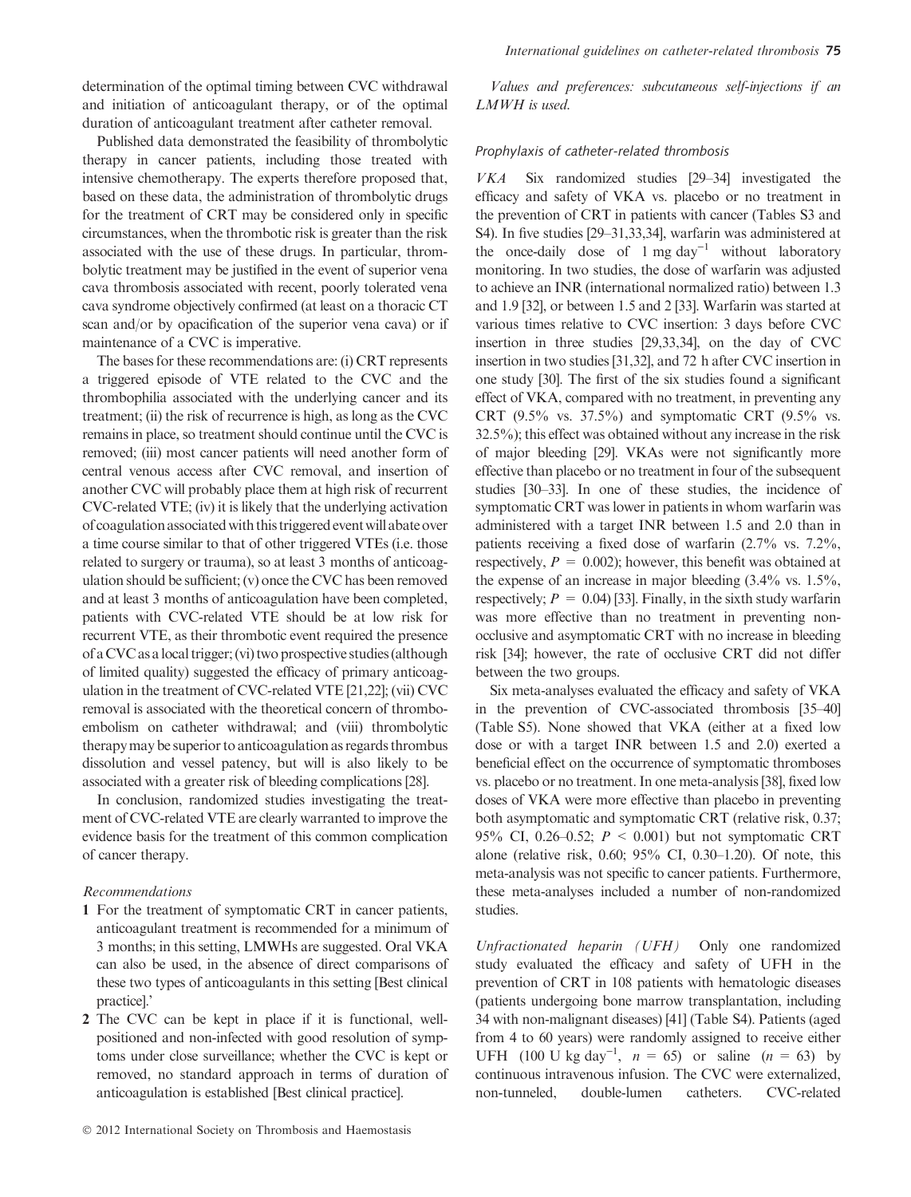determination of the optimal timing between CVC withdrawal and initiation of anticoagulant therapy, or of the optimal duration of anticoagulant treatment after catheter removal.

Published data demonstrated the feasibility of thrombolytic therapy in cancer patients, including those treated with intensive chemotherapy. The experts therefore proposed that, based on these data, the administration of thrombolytic drugs for the treatment of CRT may be considered only in specific circumstances, when the thrombotic risk is greater than the risk associated with the use of these drugs. In particular, thrombolytic treatment may be justified in the event of superior vena cava thrombosis associated with recent, poorly tolerated vena cava syndrome objectively confirmed (at least on a thoracic CT scan and/or by opacification of the superior vena cava) or if maintenance of a CVC is imperative.

The bases for these recommendations are: (i) CRT represents a triggered episode of VTE related to the CVC and the thrombophilia associated with the underlying cancer and its treatment; (ii) the risk of recurrence is high, as long as the CVC remains in place, so treatment should continue until the CVC is removed; (iii) most cancer patients will need another form of central venous access after CVC removal, and insertion of another CVC will probably place them at high risk of recurrent CVC-related VTE; (iv) it is likely that the underlying activation of coagulation associated with this triggered event will abate over a time course similar to that of other triggered VTEs (i.e. those related to surgery or trauma), so at least 3 months of anticoagulation should be sufficient; (v) once the CVC has been removed and at least 3 months of anticoagulation have been completed, patients with CVC-related VTE should be at low risk for recurrent VTE, as their thrombotic event required the presence of a CVC as a local trigger; (vi) two prospective studies (although of limited quality) suggested the efficacy of primary anticoagulation in the treatment of CVC-related VTE [21,22]; (vii) CVC removal is associated with the theoretical concern of thromboembolism on catheter withdrawal; and (viii) thrombolytic therapy may be superior to anticoagulation as regards thrombus dissolution and vessel patency, but will is also likely to be associated with a greater risk of bleeding complications [28].

In conclusion, randomized studies investigating the treatment of CVC-related VTE are clearly warranted to improve the evidence basis for the treatment of this common complication of cancer therapy.

*Recommendations*

1. For the treatment of symptomatic CRT in cancer patients, anticoagulant treatment is recommended for a minimum of 3 months; in this setting, LMWHs are suggested. Oral VKA can also be used, in the absence of direct comparisons of these two types of anticoagulants in this setting [Best clinical practice].'
2. The CVC can be kept in place if it is functional, well-positioned and non-infected with good resolution of symptoms under close surveillance; whether the CVC is kept or removed, no standard approach in terms of duration of anticoagulation is established [Best clinical practice].

*Values and preferences: subcutaneous self-injections if an LMWH is used.*

### Prophylaxis of catheter-related thrombosis

*VKA* Six randomized studies [29–34] investigated the efficacy and safety of VKA vs. placebo or no treatment in the prevention of CRT in patients with cancer (Tables S3 and S4). In five studies [29–31,33,34], warfarin was administered at the once-daily dose of 1 mg day$^{-1}$ without laboratory monitoring. In two studies, the dose of warfarin was adjusted to achieve an INR (international normalized ratio) between 1.3 and 1.9 [32], or between 1.5 and 2 [33]. Warfarin was started at various times relative to CVC insertion: 3 days before CVC insertion in three studies [29,33,34], on the day of CVC insertion in two studies [31,32], and 72 h after CVC insertion in one study [30]. The first of the six studies found a significant effect of VKA, compared with no treatment, in preventing any CRT (9.5% vs. 37.5%) and symptomatic CRT (9.5% vs. 32.5%); this effect was obtained without any increase in the risk of major bleeding [29]. VKAs were not significantly more effective than placebo or no treatment in four of the subsequent studies [30–33]. In one of these studies, the incidence of symptomatic CRT was lower in patients in whom warfarin was administered with a target INR between 1.5 and 2.0 than in patients receiving a fixed dose of warfarin (2.7% vs. 7.2%, respectively, $P = 0.002$); however, this benefit was obtained at the expense of an increase in major bleeding (3.4% vs. 1.5%, respectively; $P = 0.04$) [33]. Finally, in the sixth study warfarin was more effective than no treatment in preventing non-occlusive and asymptomatic CRT with no increase in bleeding risk [34]; however, the rate of occlusive CRT did not differ between the two groups.

Six meta-analyses evaluated the efficacy and safety of VKA in the prevention of CVC-associated thrombosis [35–40] (Table S5). None showed that VKA (either at a fixed low dose or with a target INR between 1.5 and 2.0) exerted a beneficial effect on the occurrence of symptomatic thromboses vs. placebo or no treatment. In one meta-analysis [38], fixed low doses of VKA were more effective than placebo in preventing both asymptomatic and symptomatic CRT (relative risk, 0.37; 95% CI, 0.26–0.52; $P < 0.001$) but not symptomatic CRT alone (relative risk, 0.60; 95% CI, 0.30–1.20). Of note, this meta-analysis was not specific to cancer patients. Furthermore, these meta-analyses included a number of non-randomized studies.

*Unfractionated heparin (UFH)* Only one randomized study evaluated the efficacy and safety of UFH in the prevention of CRT in 108 patients with hematologic diseases (patients undergoing bone marrow transplantation, including 34 with non-malignant diseases) [41] (Table S4). Patients (aged from 4 to 60 years) were randomly assigned to receive either UFH (100 U kg day$^{-1}$, $n = 65$) or saline ($n = 63$) by continuous intravenous infusion. The CVC were externalized, non-tunneled, double-lumen catheters. CVC-related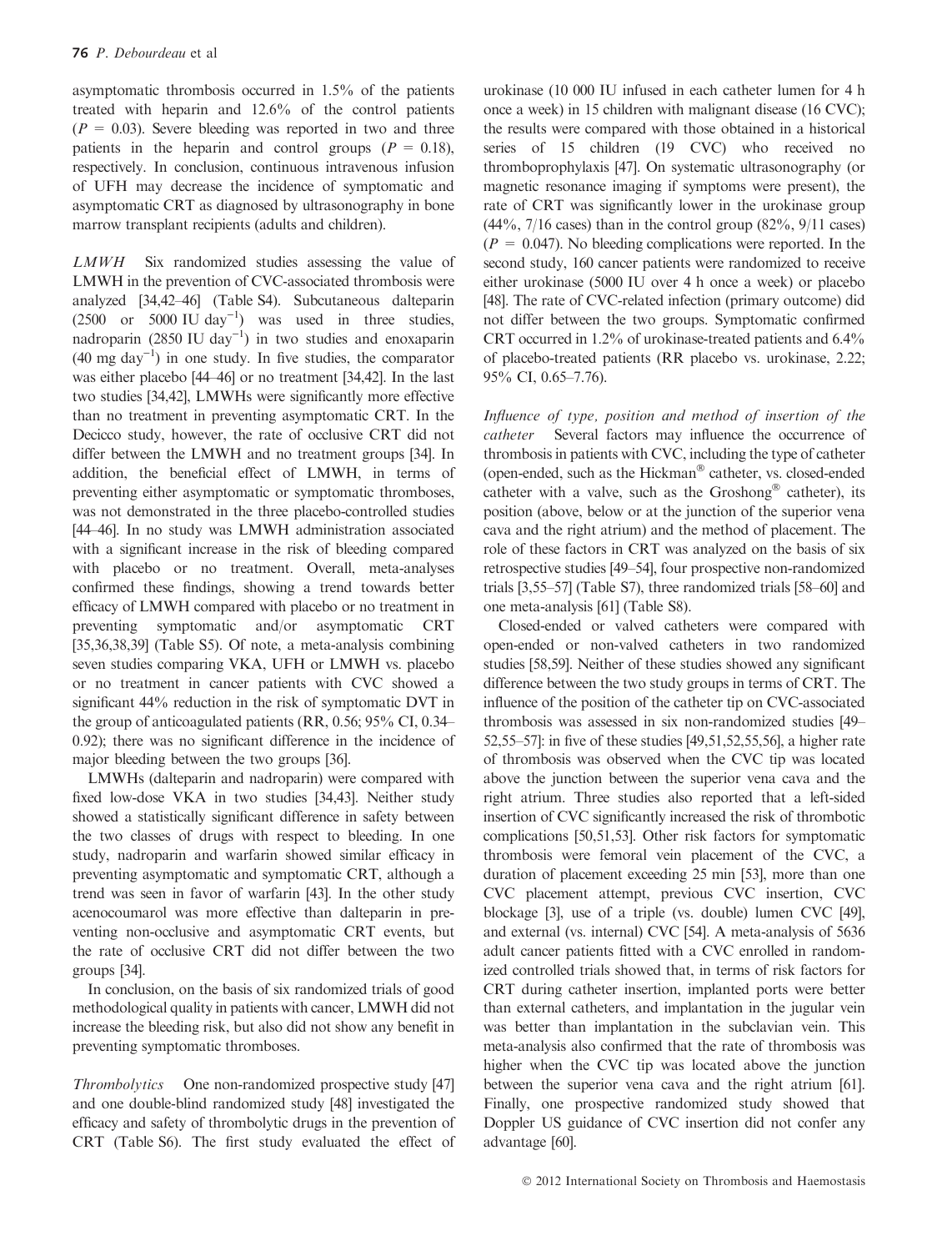asymptomatic thrombosis occurred in 1.5% of the patients treated with heparin and 12.6% of the control patients ($P = 0.03$). Severe bleeding was reported in two and three patients in the heparin and control groups ($P = 0.18$), respectively. In conclusion, continuous intravenous infusion of UFH may decrease the incidence of symptomatic and asymptomatic CRT as diagnosed by ultrasonography in bone marrow transplant recipients (adults and children).

*LMWH* Six randomized studies assessing the value of LMWH in the prevention of CVC-associated thrombosis were analyzed [34,42–46] (Table S4). Subcutaneous dalteparin (2500 or 5000 IU $day^{-1}$) was used in three studies, nadroparin (2850 IU $day^{-1}$) in two studies and enoxaparin (40 mg $day^{-1}$) in one study. In five studies, the comparator was either placebo [44–46] or no treatment [34,42]. In the last two studies [34,42], LMWHs were significantly more effective than no treatment in preventing asymptomatic CRT. In the Decicco study, however, the rate of occlusive CRT did not differ between the LMWH and no treatment groups [34]. In addition, the beneficial effect of LMWH, in terms of preventing either asymptomatic or symptomatic thromboses, was not demonstrated in the three placebo-controlled studies [44–46]. In no study was LMWH administration associated with a significant increase in the risk of bleeding compared with placebo or no treatment. Overall, meta-analyses confirmed these findings, showing a trend towards better efficacy of LMWH compared with placebo or no treatment in preventing symptomatic and/or asymptomatic CRT [35,36,38,39] (Table S5). Of note, a meta-analysis combining seven studies comparing VKA, UFH or LMWH vs. placebo or no treatment in cancer patients with CVC showed a significant 44% reduction in the risk of symptomatic DVT in the group of anticoagulated patients (RR, 0.56; 95% CI, 0.34–0.92); there was no significant difference in the incidence of major bleeding between the two groups [36].

LMWHs (dalteparin and nadroparin) were compared with fixed low-dose VKA in two studies [34,43]. Neither study showed a statistically significant difference in safety between the two classes of drugs with respect to bleeding. In one study, nadroparin and warfarin showed similar efficacy in preventing asymptomatic and symptomatic CRT, although a trend was seen in favor of warfarin [43]. In the other study acenocoumarol was more effective than dalteparin in preventing non-occlusive and asymptomatic CRT events, but the rate of occlusive CRT did not differ between the two groups [34].

In conclusion, on the basis of six randomized trials of good methodological quality in patients with cancer, LMWH did not increase the bleeding risk, but also did not show any benefit in preventing symptomatic thromboses.

*Thrombolytics* One non-randomized prospective study [47] and one double-blind randomized study [48] investigated the efficacy and safety of thrombolytic drugs in the prevention of CRT (Table S6). The first study evaluated the effect of urokinase (10 000 IU infused in each catheter lumen for 4 h once a week) in 15 children with malignant disease (16 CVC); the results were compared with those obtained in a historical series of 15 children (19 CVC) who received no thromboprophylaxis [47]. On systematic ultrasonography (or magnetic resonance imaging if symptoms were present), the rate of CRT was significantly lower in the urokinase group (44%, 7/16 cases) than in the control group (82%, 9/11 cases) ($P = 0.047$). No bleeding complications were reported. In the second study, 160 cancer patients were randomized to receive either urokinase (5000 IU over 4 h once a week) or placebo [48]. The rate of CVC-related infection (primary outcome) did not differ between the two groups. Symptomatic confirmed CRT occurred in 1.2% of urokinase-treated patients and 6.4% of placebo-treated patients (RR placebo vs. urokinase, 2.22; 95% CI, 0.65–7.76).

*Influence of type, position and method of insertion of the catheter* Several factors may influence the occurrence of thrombosis in patients with CVC, including the type of catheter (open-ended, such as the Hickman® catheter, vs. closed-ended catheter with a valve, such as the Groshong® catheter), its position (above, below or at the junction of the superior vena cava and the right atrium) and the method of placement. The role of these factors in CRT was analyzed on the basis of six retrospective studies [49–54], four prospective non-randomized trials [3,55–57] (Table S7), three randomized trials [58–60] and one meta-analysis [61] (Table S8).

Closed-ended or valved catheters were compared with open-ended or non-valved catheters in two randomized studies [58,59]. Neither of these studies showed any significant difference between the two study groups in terms of CRT. The influence of the position of the catheter tip on CVC-associated thrombosis was assessed in six non-randomized studies [49–52,55–57]: in five of these studies [49,51,52,55,56], a higher rate of thrombosis was observed when the CVC tip was located above the junction between the superior vena cava and the right atrium. Three studies also reported that a left-sided insertion of CVC significantly increased the risk of thrombotic complications [50,51,53]. Other risk factors for symptomatic thrombosis were femoral vein placement of the CVC, a duration of placement exceeding 25 min [53], more than one CVC placement attempt, previous CVC insertion, CVC blockage [3], use of a triple (vs. double) lumen CVC [49], and external (vs. internal) CVC [54]. A meta-analysis of 5636 adult cancer patients fitted with a CVC enrolled in randomized controlled trials showed that, in terms of risk factors for CRT during catheter insertion, implanted ports were better than external catheters, and implantation in the jugular vein was better than implantation in the subclavian vein. This meta-analysis also confirmed that the rate of thrombosis was higher when the CVC tip was located above the junction between the superior vena cava and the right atrium [61]. Finally, one prospective randomized study showed that Doppler US guidance of CVC insertion did not confer any advantage [60].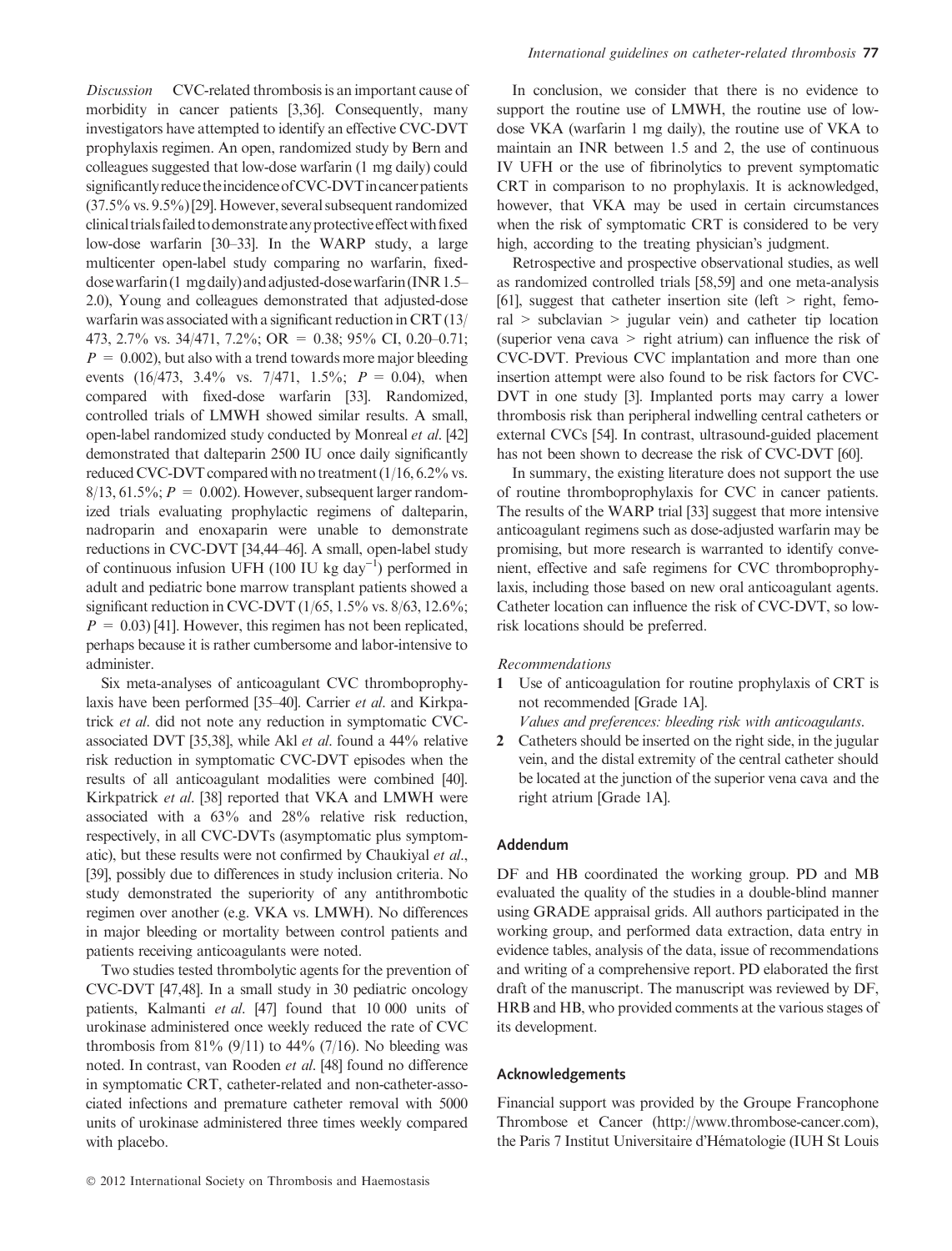*Discussion* CVC-related thrombosis is an important cause of morbidity in cancer patients [3,36]. Consequently, many investigators have attempted to identify an effective CVC-DVT prophylaxis regimen. An open, randomized study by Bern and colleagues suggested that low-dose warfarin (1 mg daily) could significantly reduce the incidence of CVC-DVT in cancer patients (37.5% vs. 9.5%) [29]. However, several subsequent randomized clinical trials failed to demonstrate any protective effect with fixed low-dose warfarin [30–33]. In the WARP study, a large multicenter open-label study comparing no warfarin, fixed-dose warfarin (1 mg daily) and adjusted-dose warfarin (INR 1.5–2.0), Young and colleagues demonstrated that adjusted-dose warfarin was associated with a significant reduction in CRT (13/473, 2.7% vs. 34/471, 7.2%; OR = 0.38; 95% CI, 0.20–0.71; $P = 0.002$), but also with a trend towards more major bleeding events (16/473, 3.4% vs. 7/471, 1.5%; $P = 0.04$), when compared with fixed-dose warfarin [33]. Randomized, controlled trials of LMWH showed similar results. A small, open-label randomized study conducted by Monreal *et al.* [42] demonstrated that dalteparin 2500 IU once daily significantly reduced CVC-DVT compared with no treatment (1/16, 6.2% vs. 8/13, 61.5%; $P = 0.002$). However, subsequent larger randomized trials evaluating prophylactic regimens of dalteparin, nadroparin and enoxaparin were unable to demonstrate reductions in CVC-DVT [34,44–46]. A small, open-label study of continuous infusion UFH (100 IU kg day$^{-1}$) performed in adult and pediatric bone marrow transplant patients showed a significant reduction in CVC-DVT (1/65, 1.5% vs. 8/63, 12.6%; $P = 0.03$) [41]. However, this regimen has not been replicated, perhaps because it is rather cumbersome and labor-intensive to administer.

Six meta-analyses of anticoagulant CVC thromboprophylaxis have been performed [35–40]. Carrier *et al.* and Kirkpatrick *et al.* did not note any reduction in symptomatic CVC-associated DVT [35,38], while Akl *et al.* found a 44% relative risk reduction in symptomatic CVC-DVT episodes when the results of all anticoagulant modalities were combined [40]. Kirkpatrick *et al.* [38] reported that VKA and LMWH were associated with a 63% and 28% relative risk reduction, respectively, in all CVC-DVTs (asymptomatic plus symptomatic), but these results were not confirmed by Chaukiyal *et al.*, [39], possibly due to differences in study inclusion criteria. No study demonstrated the superiority of any antithrombotic regimen over another (e.g. VKA vs. LMWH). No differences in major bleeding or mortality between control patients and patients receiving anticoagulants were noted.

Two studies tested thrombolytic agents for the prevention of CVC-DVT [47,48]. In a small study in 30 pediatric oncology patients, Kalmanti *et al.* [47] found that 10 000 units of urokinase administered once weekly reduced the rate of CVC thrombosis from 81% (9/11) to 44% (7/16). No bleeding was noted. In contrast, van Rooden *et al.* [48] found no difference in symptomatic CRT, catheter-related and non-catheter-associated infections and premature catheter removal with 5000 units of urokinase administered three times weekly compared with placebo.

In conclusion, we consider that there is no evidence to support the routine use of LMWH, the routine use of low-dose VKA (warfarin 1 mg daily), the routine use of VKA to maintain an INR between 1.5 and 2, the use of continuous IV UFH or the use of fibrinolytics to prevent symptomatic CRT in comparison to no prophylaxis. It is acknowledged, however, that VKA may be used in certain circumstances when the risk of symptomatic CRT is considered to be very high, according to the treating physician's judgment.

Retrospective and prospective observational studies, as well as randomized controlled trials [58,59] and one meta-analysis [61], suggest that catheter insertion site (left > right, femoral > subclavian > jugular vein) and catheter tip location (superior vena cava > right atrium) can influence the risk of CVC-DVT. Previous CVC implantation and more than one insertion attempt were also found to be risk factors for CVC-DVT in one study [3]. Implanted ports may carry a lower thrombosis risk than peripheral indwelling central catheters or external CVCs [54]. In contrast, ultrasound-guided placement has not been shown to decrease the risk of CVC-DVT [60].

In summary, the existing literature does not support the use of routine thromboprophylaxis for CVC in cancer patients. The results of the WARP trial [33] suggest that more intensive anticoagulant regimens such as dose-adjusted warfarin may be promising, but more research is warranted to identify convenient, effective and safe regimens for CVC thromboprophylaxis, including those based on new oral anticoagulant agents. Catheter location can influence the risk of CVC-DVT, so low-risk locations should be preferred.

*Recommendations*

1. Use of anticoagulation for routine prophylaxis of CRT is not recommended [Grade 1A].
   *Values and preferences: bleeding risk with anticoagulants.*
2. Catheters should be inserted on the right side, in the jugular vein, and the distal extremity of the central catheter should be located at the junction of the superior vena cava and the right atrium [Grade 1A].

## Addendum

DF and HB coordinated the working group. PD and MB evaluated the quality of the studies in a double-blind manner using GRADE appraisal grids. All authors participated in the working group, and performed data extraction, data entry in evidence tables, analysis of the data, issue of recommendations and writing of a comprehensive report. PD elaborated the first draft of the manuscript. The manuscript was reviewed by DF, HRB and HB, who provided comments at the various stages of its development.

## Acknowledgements

Financial support was provided by the Groupe Francophone Thrombose et Cancer (http://www.thrombose-cancer.com), the Paris 7 Institut Universitaire d'Hématologie (IUH St Louis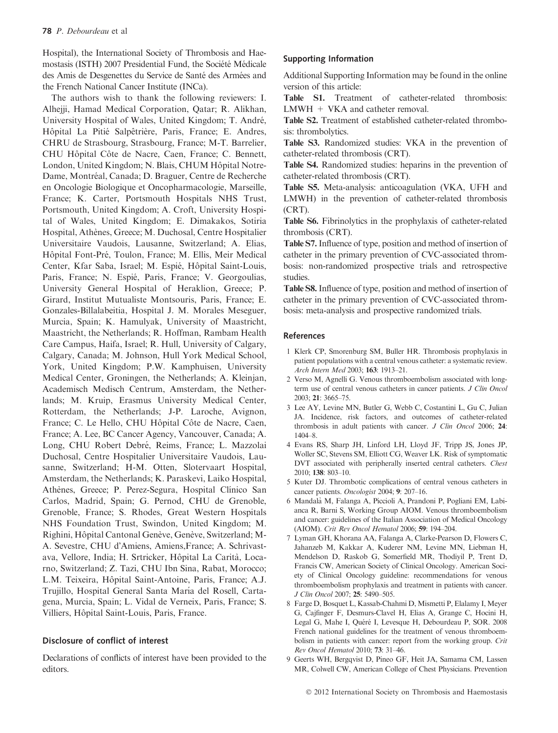Hospital), the International Society of Thrombosis and Haemostasis (ISTH) 2007 Presidential Fund, the Société Médicale des Amis de Desgenettes du Service de Santé des Armées and the French National Cancer Institute (INCa).

The authors wish to thank the following reviewers: I. Alhejji, Hamad Medical Corporation, Qatar; R. Alikhan, University Hospital of Wales, United Kingdom; T. André, Hôpital La Pitié Salpêtrière, Paris, France; E. Andres, CHRU de Strasbourg, Strasbourg, France; M-T. Barrelier, CHU Hôpital Côte de Nacre, Caen, France; C. Bennett, London, United Kingdom; N. Blais, CHUM Hôpital Notre-Dame, Montréal, Canada; D. Braguer, Centre de Recherche en Oncologie Biologique et Oncopharmacologie, Marseille, France; K. Carter, Portsmouth Hospitals NHS Trust, Portsmouth, United Kingdom; A. Croft, University Hospital of Wales, United Kingdom; E. Dimakakos, Sotiria Hospital, Athènes, Greece; M. Duchosal, Centre Hospitalier Universitaire Vaudois, Lausanne, Switzerland; A. Elias, Hôpital Font-Pré, Toulon, France; M. Ellis, Meir Medical Center, Kfar Saba, Israel; M. Espié, Hôpital Saint-Louis, Paris, France; N. Espié, Paris, France; V. Georgoulias, University General Hospital of Heraklion, Greece; P. Girard, Institut Mutualiste Montsouris, Paris, France; E. Gonzales-Billalabeitia, Hospital J. M. Morales Meseguer, Murcia, Spain; K. Hamulyak, University of Maastricht, Maastricht, the Netherlands; R. Hoffman, Rambam Health Care Campus, Haifa, Israel; R. Hull, University of Calgary, Calgary, Canada; M. Johnson, Hull York Medical School, York, United Kingdom; P.W. Kamphuisen, University Medical Center, Groningen, the Netherlands; A. Kleinjan, Academisch Medisch Centrum, Amsterdam, the Netherlands; M. Kruip, Erasmus University Medical Center, Rotterdam, the Netherlands; J-P. Laroche, Avignon, France; C. Le Hello, CHU Hôpital Côte de Nacre, Caen, France; A. Lee, BC Cancer Agency, Vancouver, Canada; A. Long, CHU Robert Debré, Reims, France; L. Mazzolai Duchosal, Centre Hospitalier Universitaire Vaudois, Lausanne, Switzerland; H-M. Otten, Slotervaart Hospital, Amsterdam, the Netherlands; K. Paraskevi, Laiko Hospital, Athènes, Greece; P. Perez-Segura, Hospital Clínico San Carlos, Madrid, Spain; G. Pernod, CHU de Grenoble, Grenoble, France; S. Rhodes, Great Western Hospitals NHS Foundation Trust, Swindon, United Kingdom; M. Righini, Hôpital Cantonal Genève, Genève, Switzerland; M-A. Sevestre, CHU d'Amiens, Amiens,France; A. Schrivastava, Vellore, India; H. Srtricker, Hôpital La Carità, Locarno, Switzerland; Z. Tazi, CHU Ibn Sina, Rabat, Morocco; L.M. Teixeira, Hôpital Saint-Antoine, Paris, France; A.J. Trujillo, Hospital General Santa Maria del Rosell, Cartagena, Murcia, Spain; L. Vidal de Verneix, Paris, France; S. Villiers, Hôpital Saint-Louis, Paris, France.

## Disclosure of conflict of interest

Declarations of conflicts of interest have been provided to the editors.

## Supporting Information

Additional Supporting Information may be found in the online version of this article:

**Table S1.** Treatment of catheter-related thrombosis: LMWH + VKA and catheter removal.

**Table S2.** Treatment of established catheter-related thrombosis: thrombolytics.

**Table S3.** Randomized studies: VKA in the prevention of catheter-related thrombosis (CRT).

**Table S4.** Randomized studies: heparins in the prevention of catheter-related thrombosis (CRT).

**Table S5.** Meta-analysis: anticoagulation (VKA, UFH and LMWH) in the prevention of catheter-related thrombosis (CRT).

**Table S6.** Fibrinolytics in the prophylaxis of catheter-related thrombosis (CRT).

**Table S7.** Influence of type, position and method of insertion of catheter in the primary prevention of CVC-associated thrombosis: non-randomized prospective trials and retrospective studies.

**Table S8.** Influence of type, position and method of insertion of catheter in the primary prevention of CVC-associated thrombosis: meta-analysis and prospective randomized trials.

## References

1 Klerk CP, Smorenburg SM, Buller HR. Thrombosis prophylaxis in patient populations with a central venous catheter: a systematic review. *Arch Intern Med* 2003; **163**: 1913–21.

2 Verso M, Agnelli G. Venous thromboembolism associated with long-term use of central venous catheters in cancer patients. *J Clin Oncol* 2003; **21**: 3665–75.

3 Lee AY, Levine MN, Butler G, Webb C, Costantini L, Gu C, Julian JA. Incidence, risk factors, and outcomes of catheter-related thrombosis in adult patients with cancer. *J Clin Oncol* 2006; **24**: 1404–8.

4 Evans RS, Sharp JH, Linford LH, Lloyd JF, Tripp JS, Jones JP, Woller SC, Stevens SM, Elliott CG, Weaver LK. Risk of symptomatic DVT associated with peripherally inserted central catheters. *Chest* 2010; **138**: 803–10.

5 Kuter DJ. Thrombotic complications of central venous catheters in cancer patients. *Oncologist* 2004; **9**: 207–16.

6 Mandalà M, Falanga A, Piccioli A, Prandoni P, Pogliani EM, Labianca R, Barni S, Working Group AIOM. Venous thromboembolism and cancer: guidelines of the Italian Association of Medical Oncology (AIOM). *Crit Rev Oncol Hematol* 2006; **59**: 194–204.

7 Lyman GH, Khorana AA, Falanga A, Clarke-Pearson D, Flowers C, Jahanzeb M, Kakkar A, Kuderer NM, Levine MN, Liebman H, Mendelson D, Raskob G, Somerfield MR, Thodiyil P, Trent D, Francis CW, American Society of Clinical Oncology. American Society of Clinical Oncology guideline: recommendations for venous thromboembolism prophylaxis and treatment in patients with cancer. *J Clin Oncol* 2007; **25**: 5490–505.

8 Farge D, Bosquet L, Kassab-Chahmi D, Mismetti P, Elalamy I, Meyer G, Cajfinger F, Desmurs-Clavel H, Elias A, Grange C, Hocini H, Legal G, Mahe I, Quéré I, Levesque H, Debourdeau P, SOR. 2008 French national guidelines for the treatment of venous thromboembolism in patients with cancer: report from the working group. *Crit Rev Oncol Hematol* 2010; **73**: 31–46.

9 Geerts WH, Bergqvist D, Pineo GF, Heit JA, Samama CM, Lassen MR, Colwell CW, American College of Chest Physicians. Prevention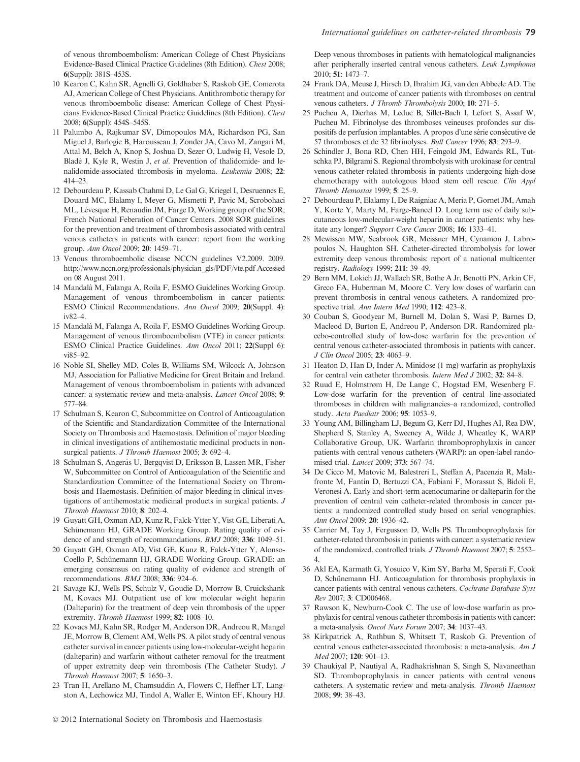of venous thromboembolism: American College of Chest Physicians Evidence-Based Clinical Practice Guidelines (8th Edition). *Chest* 2008; **6**(Suppl): 381S–453S.

10 Kearon C, Kahn SR, Agnelli G, Goldhaber S, Raskob GE, Comerota AJ, American College of Chest Physicians. Antithrombotic therapy for venous thromboembolic disease: American College of Chest Physicians Evidence-Based Clinical Practice Guidelines (8th Edition). *Chest* 2008; **6**(Suppl): 454S–545S.

11 Palumbo A, Rajkumar SV, Dimopoulos MA, Richardson PG, San Miguel J, Barlogie B, Harousseau J, Zonder JA, Cavo M, Zangari M, Attal M, Belch A, Knop S, Joshua D, Sezer O, Ludwig H, Vesole D, Bladé J, Kyle R, Westin J, *et al*. Prevention of thalidomide- and lenalidomide-associated thrombosis in myeloma. *Leukemia* 2008; **22**: 414–23.

12 Debourdeau P, Kassab Chahmi D, Le Gal G, Kriegel I, Desruennes E, Douard MC, Elalamy I, Meyer G, Mismetti P, Pavic M, Scrobohaci ML, Lévesque H, Renaudin JM, Farge D, Working group of the SOR; French National Feberation of Cancer Centers. 2008 SOR guidelines for the prevention and treatment of thrombosis associated with central venous catheters in patients with cancer: report from the working group. *Ann Oncol* 2009; **20**: 1459–71.

13 Venous thromboembolic disease NCCN guidelines V2.2009. 2009. http://www.nccn.org/professionals/physician_gls/PDF/vte.pdf Accessed on 08 August 2011.

14 Mandalà M, Falanga A, Roila F, ESMO Guidelines Working Group. Management of venous thromboembolism in cancer patients: ESMO Clinical Recommendations. *Ann Oncol* 2009; **20**(Suppl. 4): iv82–4.

15 Mandalà M, Falanga A, Roila F, ESMO Guidelines Working Group. Management of venous thromboembolism (VTE) in cancer patients: ESMO Clinical Practice Guidelines. *Ann Oncol* 2011; **22**(Suppl 6): vi85–92.

16 Noble SI, Shelley MD, Coles B, Williams SM, Wilcock A, Johnson MJ, Association for Palliative Medicine for Great Britain and Ireland. Management of venous thromboembolism in patients with advanced cancer: a systematic review and meta-analysis. *Lancet Oncol* 2008; **9**: 577–84.

17 Schulman S, Kearon C, Subcommittee on Control of Anticoagulation of the Scientific and Standardization Committee of the International Society on Thrombosis and Haemostasis. Definition of major bleeding in clinical investigations of antihemostatic medicinal products in non-surgical patients. *J Thromb Haemost* 2005; **3**: 692–4.

18 Schulman S, Angerås U, Bergqvist D, Eriksson B, Lassen MR, Fisher W, Subcommittee on Control of Anticoagulation of the Scientific and Standardization Committee of the International Society on Thrombosis and Haemostasis. Definition of major bleeding in clinical investigations of antihemostatic medicinal products in surgical patients. *J Thromb Haemost* 2010; **8**: 202–4.

19 Guyatt GH, Oxman AD, Kunz R, Falck-Ytter Y, Vist GE, Liberati A, Schünemann HJ, GRADE Working Group. Rating quality of evidence and strength of recommandations. *BMJ* 2008; **336**: 1049–51.

20 Guyatt GH, Oxman AD, Vist GE, Kunz R, Falck-Ytter Y, Alonso-Coello P, Schünemann HJ, GRADE Working Group. GRADE: an emerging consensus on rating quality of evidence and strength of recommendations. *BMJ* 2008; **336**: 924–6.

21 Savage KJ, Wells PS, Schulz V, Goudie D, Morrow B, Cruickshank M, Kovacs MJ. Outpatient use of low molecular weight heparin (Dalteparin) for the treatment of deep vein thrombosis of the upper extremity. *Thromb Haemost* 1999; **82**: 1008–10.

22 Kovacs MJ, Kahn SR, Rodger M, Anderson DR, Andreou R, Mangel JE, Morrow B, Clement AM, Wells PS. A pilot study of central venous catheter survival in cancer patients using low-molecular-weight heparin (dalteparin) and warfarin without catheter removal for the treatment of upper extremity deep vein thrombosis (The Catheter Study). *J Thromb Haemost* 2007; **5**: 1650–3.

23 Tran H, Arellano M, Chamsuddin A, Flowers C, Heffner LT, Langston A, Lechowicz MJ, Tindol A, Waller E, Winton EF, Khoury HJ. Deep venous thromboses in patients with hematological malignancies after peripherally inserted central venous catheters. *Leuk Lymphoma* 2010; **51**: 1473–7.

24 Frank DA, Meuse J, Hirsch D, Ibrahim JG, van den Abbeele AD. The treatment and outcome of cancer patients with thromboses on central venous catheters. *J Thromb Thrombolysis* 2000; **10**: 271–5.

25 Pucheu A, Dierhas M, Leduc B, Sillet-Bach I, Lefort S, Assaf W, Pucheu M. Fibrinolyse des thromboses veineuses profondes sur dispositifs de perfusion implantables. A propos d'une série consécutive de 57 thromboses et de 32 fibrinolyses. *Bull Cancer* 1996; **83**: 293–9.

26 Schindler J, Bona RD, Chen HH, Feingold JM, Edwards RL, Tutschka PJ, Bilgrami S. Regional thrombolysis with urokinase for central venous catheter-related thrombosis in patients undergoing high-dose chemotherapy with autologous blood stem cell rescue. *Clin Appl Thromb Hemostas* 1999; **5**: 25–9.

27 Debourdeau P, Elalamy I, De Raigniac A, Meria P, Gornet JM, Amah Y, Korte Y, Marty M, Farge-Bancel D. Long term use of daily subcutaneous low-molecular-weight heparin in cancer patients: why hesitate any longer? *Support Care Cancer* 2008; **16**: 1333–41.

28 Mewissen MW, Seabrook GR, Meissner MH, Cynamon J, Labropoulos N, Haughton SH. Catheter-directed thrombolysis for lower extremity deep venous thrombosis: report of a national multicenter registry. *Radiology* 1999; **211**: 39–49.

29 Bern MM, Lokich JJ, Wallach SR, Bothe A Jr, Benotti PN, Arkin CF, Greco FA, Huberman M, Moore C. Very low doses of warfarin can prevent thrombosis in central venous catheters. A randomized prospective trial. *Ann Intern Med* 1990; **112**: 423–8.

30 Couban S, Goodyear M, Burnell M, Dolan S, Wasi P, Barnes D, Macleod D, Burton E, Andreou P, Anderson DR. Randomized placebo-controlled study of low-dose warfarin for the prevention of central venous catheter-associated thrombosis in patients with cancer. *J Clin Oncol* 2005; **23**: 4063–9.

31 Heaton D, Han D, Inder A. Minidose (1 mg) warfarin as prophylaxis for central vein catheter thrombosis. *Intern Med J* 2002; **32**: 84–8.

32 Ruud E, Holmstrøm H, De Lange C, Hogstad EM, Wesenberg F. Low-dose warfarin for the prevention of central line-associated thromboses in children with malignancies–a randomized, controlled study. *Acta Paediatr* 2006; **95**: 1053–9.

33 Young AM, Billingham LJ, Begum G, Kerr DJ, Hughes AI, Rea DW, Shepherd S, Stanley A, Sweeney A, Wilde J, Wheatley K, WARP Collaborative Group, UK. Warfarin thromboprophylaxis in cancer patients with central venous catheters (WARP): an open-label randomised trial. *Lancet* 2009; **373**: 567–74.

34 De Cicco M, Matovic M, Balestreri L, Steffan A, Pacenzia R, Malafronte M, Fantin D, Bertuzzi CA, Fabiani F, Morassut S, Bidoli E, Veronesi A. Early and short-term acenocumarine or dalteparin for the prevention of central vein catheter-related thrombosis in cancer patients: a randomized controlled study based on serial venographies. *Ann Oncol* 2009; **20**: 1936–42.

35 Carrier M, Tay J, Fergusson D, Wells PS. Thromboprophylaxis for catheter-related thrombosis in patients with cancer: a systematic review of the randomized, controlled trials. *J Thromb Haemost* 2007; **5**: 2552–4.

36 Akl EA, Karmath G, Yosuico V, Kim SY, Barba M, Sperati F, Cook D, Schünemann HJ. Anticoagulation for thrombosis prophylaxis in cancer patients with central venous catheters. *Cochrane Database Syst Rev* 2007; **3**: CD006468.

37 Rawson K, Newburn-Cook C. The use of low-dose warfarin as prophylaxis for central venous catheter thrombosis in patients with cancer: a meta-analysis. *Oncol Nurs Forum* 2007; **34**: 1037–43.

38 Kirkpatrick A, Rathbun S, Whitsett T, Raskob G. Prevention of central venous catheter-associated thrombosis: a meta-analysis. *Am J Med* 2007; **120**: 901–13.

39 Chaukiyal P, Nautiyal A, Radhakrishnan S, Singh S, Navaneethan SD. Thromboprophylaxis in cancer patients with central venous catheters. A systematic review and meta-analysis. *Thromb Haemost* 2008; **99**: 38–43.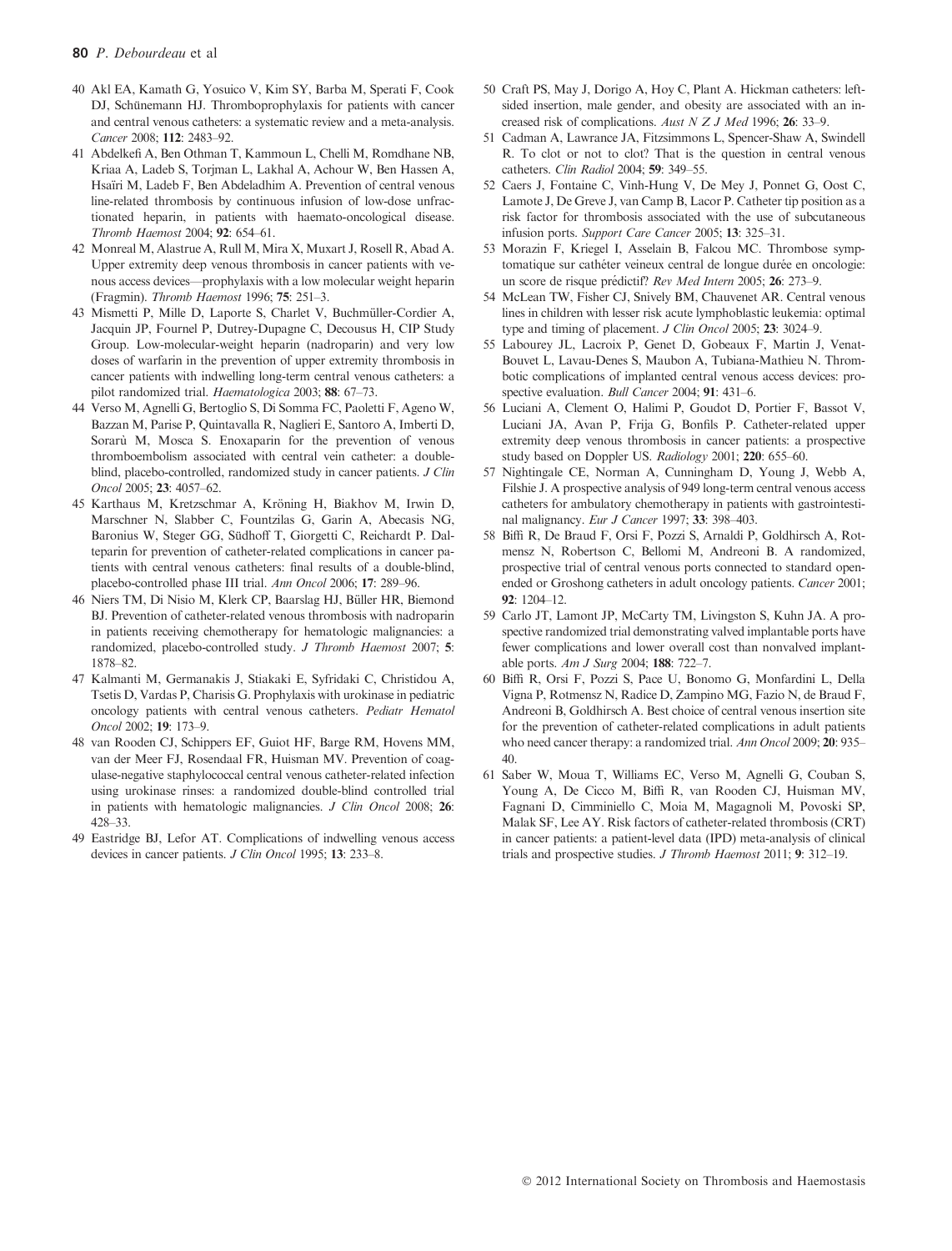40 Akl EA, Kamath G, Yosuico V, Kim SY, Barba M, Sperati F, Cook DJ, Schünemann HJ. Thromboprophylaxis for patients with cancer and central venous catheters: a systematic review and a meta-analysis. *Cancer* 2008; **112**: 2483–92.

41 Abdelkefi A, Ben Othman T, Kammoun L, Chelli M, Romdhane NB, Kriaa A, Ladeb S, Torjman L, Lakhal A, Achour W, Ben Hassen A, Hsaïri M, Ladeb F, Ben Abdeladhim A. Prevention of central venous line-related thrombosis by continuous infusion of low-dose unfractionated heparin, in patients with haemato-oncological disease. *Thromb Haemost* 2004; **92**: 654–61.

42 Monreal M, Alastrue A, Rull M, Mira X, Muxart J, Rosell R, Abad A. Upper extremity deep venous thrombosis in cancer patients with venous access devices—prophylaxis with a low molecular weight heparin (Fragmin). *Thromb Haemost* 1996; **75**: 251–3.

43 Mismetti P, Mille D, Laporte S, Charlet V, Buchmüller-Cordier A, Jacquin JP, Fournel P, Dutrey-Dupagne C, Decousus H, CIP Study Group. Low-molecular-weight heparin (nadroparin) and very low doses of warfarin in the prevention of upper extremity thrombosis in cancer patients with indwelling long-term central venous catheters: a pilot randomized trial. *Haematologica* 2003; **88**: 67–73.

44 Verso M, Agnelli G, Bertoglio S, Di Somma FC, Paoletti F, Ageno W, Bazzan M, Parise P, Quintavalla R, Naglieri E, Santoro A, Imberti D, Sorarù M, Mosca S. Enoxaparin for the prevention of venous thromboembolism associated with central vein catheter: a double-blind, placebo-controlled, randomized study in cancer patients. *J Clin Oncol* 2005; **23**: 4057–62.

45 Karthaus M, Kretzschmar A, Kröning H, Biakhov M, Irwin D, Marschner N, Slabber C, Fountzilas G, Garin A, Abecasis NG, Baronius W, Steger GG, Südhoff T, Giorgetti C, Reichardt P. Dalteparin for prevention of catheter-related complications in cancer patients with central venous catheters: final results of a double-blind, placebo-controlled phase III trial. *Ann Oncol* 2006; **17**: 289–96.

46 Niers TM, Di Nisio M, Klerk CP, Baarslag HJ, Büller HR, Biemond BJ. Prevention of catheter-related venous thrombosis with nadroparin in patients receiving chemotherapy for hematologic malignancies: a randomized, placebo-controlled study. *J Thromb Haemost* 2007; **5**: 1878–82.

47 Kalmanti M, Germanakis J, Stiakaki E, Syfridaki C, Christidou A, Tsetis D, Vardas P, Charisis G. Prophylaxis with urokinase in pediatric oncology patients with central venous catheters. *Pediatr Hematol Oncol* 2002; **19**: 173–9.

48 van Rooden CJ, Schippers EF, Guiot HF, Barge RM, Hovens MM, van der Meer FJ, Rosendaal FR, Huisman MV. Prevention of coagulase-negative staphylococcal central venous catheter-related infection using urokinase rinses: a randomized double-blind controlled trial in patients with hematologic malignancies. *J Clin Oncol* 2008; **26**: 428–33.

49 Eastridge BJ, Lefor AT. Complications of indwelling venous access devices in cancer patients. *J Clin Oncol* 1995; **13**: 233–8.

50 Craft PS, May J, Dorigo A, Hoy C, Plant A. Hickman catheters: left-sided insertion, male gender, and obesity are associated with an increased risk of complications. *Aust N Z J Med* 1996; **26**: 33–9.

51 Cadman A, Lawrance JA, Fitzsimmons L, Spencer-Shaw A, Swindell R. To clot or not to clot? That is the question in central venous catheters. *Clin Radiol* 2004; **59**: 349–55.

52 Caers J, Fontaine C, Vinh-Hung V, De Mey J, Ponnet G, Oost C, Lamote J, De Greve J, van Camp B, Lacor P. Catheter tip position as a risk factor for thrombosis associated with the use of subcutaneous infusion ports. *Support Care Cancer* 2005; **13**: 325–31.

53 Morazin F, Kriegel I, Asselain B, Falcou MC. Thrombose symptomatique sur cathéter veineux central de longue durée en oncologie: un score de risque prédictif? *Rev Med Intern* 2005; **26**: 273–9.

54 McLean TW, Fisher CJ, Snively BM, Chauvenet AR. Central venous lines in children with lesser risk acute lymphoblastic leukemia: optimal type and timing of placement. *J Clin Oncol* 2005; **23**: 3024–9.

55 Labourey JL, Lacroix P, Genet D, Gobeaux F, Martin J, Venat-Bouvet L, Lavau-Denes S, Maubon A, Tubiana-Mathieu N. Thrombotic complications of implanted central venous access devices: prospective evaluation. *Bull Cancer* 2004; **91**: 431–6.

56 Luciani A, Clement O, Halimi P, Goudot D, Portier F, Bassot V, Luciani JA, Avan P, Frija G, Bonfils P. Catheter-related upper extremity deep venous thrombosis in cancer patients: a prospective study based on Doppler US. *Radiology* 2001; **220**: 655–60.

57 Nightingale CE, Norman A, Cunningham D, Young J, Webb A, Filshie J. A prospective analysis of 949 long-term central venous access catheters for ambulatory chemotherapy in patients with gastrointestinal malignancy. *Eur J Cancer* 1997; **33**: 398–403.

58 Biffi R, De Braud F, Orsi F, Pozzi S, Arnaldi P, Goldhirsch A, Rotmensz N, Robertson C, Bellomi M, Andreoni B. A randomized, prospective trial of central venous ports connected to standard open-ended or Groshong catheters in adult oncology patients. *Cancer* 2001; **92**: 1204–12.

59 Carlo JT, Lamont JP, McCarty TM, Livingston S, Kuhn JA. A prospective randomized trial demonstrating valved implantable ports have fewer complications and lower overall cost than nonvalved implantable ports. *Am J Surg* 2004; **188**: 722–7.

60 Biffi R, Orsi F, Pozzi S, Pace U, Bonomo G, Monfardini L, Della Vigna P, Rotmensz N, Radice D, Zampino MG, Fazio N, de Braud F, Andreoni B, Goldhirsch A. Best choice of central venous insertion site for the prevention of catheter-related complications in adult patients who need cancer therapy: a randomized trial. *Ann Oncol* 2009; **20**: 935–40.

61 Saber W, Moua T, Williams EC, Verso M, Agnelli G, Couban S, Young A, De Cicco M, Biffi R, van Rooden CJ, Huisman MV, Fagnani D, Cimminiello C, Moia M, Magagnoli M, Povoski SP, Malak SF, Lee AY. Risk factors of catheter-related thrombosis (CRT) in cancer patients: a patient-level data (IPD) meta-analysis of clinical trials and prospective studies. *J Thromb Haemost* 2011; **9**: 312–19.